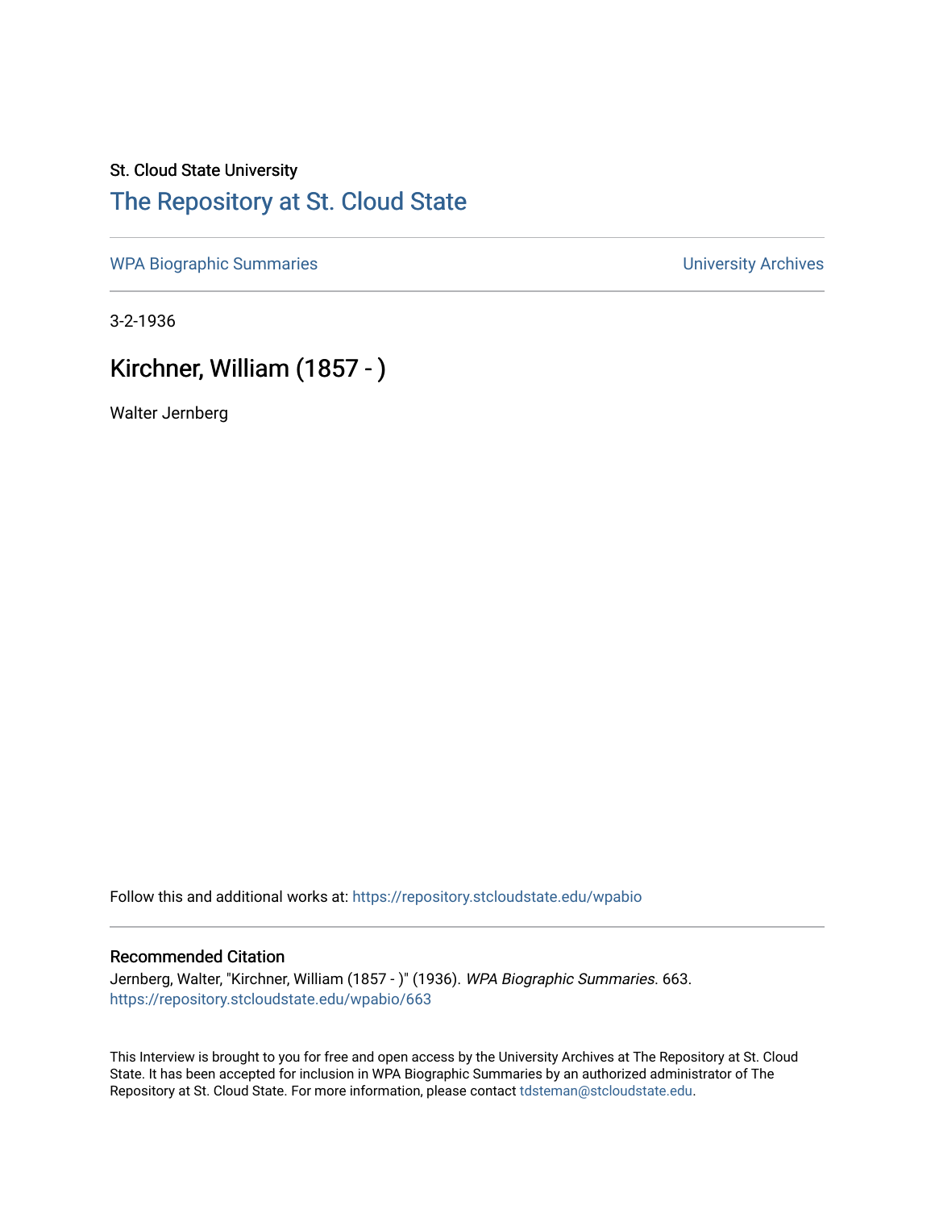St. Cloud State University

# The Repository at St. Cloud State

WPA Biographic Summaries | University Archives

3-2-1936

## Kirchner, William (1857 - )

Walter Jernberg

Follow this and additional works at: https://repository.stcloudstate.edu/wpabio

### Recommended Citation

Jernberg, Walter, "Kirchner, William (1857 - )" (1936). *WPA Biographic Summaries*. 663.
https://repository.stcloudstate.edu/wpabio/663

This Interview is brought to you for free and open access by the University Archives at The Repository at St. Cloud State. It has been accepted for inclusion in WPA Biographic Summaries by an authorized administrator of The Repository at St. Cloud State. For more information, please contact tdsteman@stcloudstate.edu.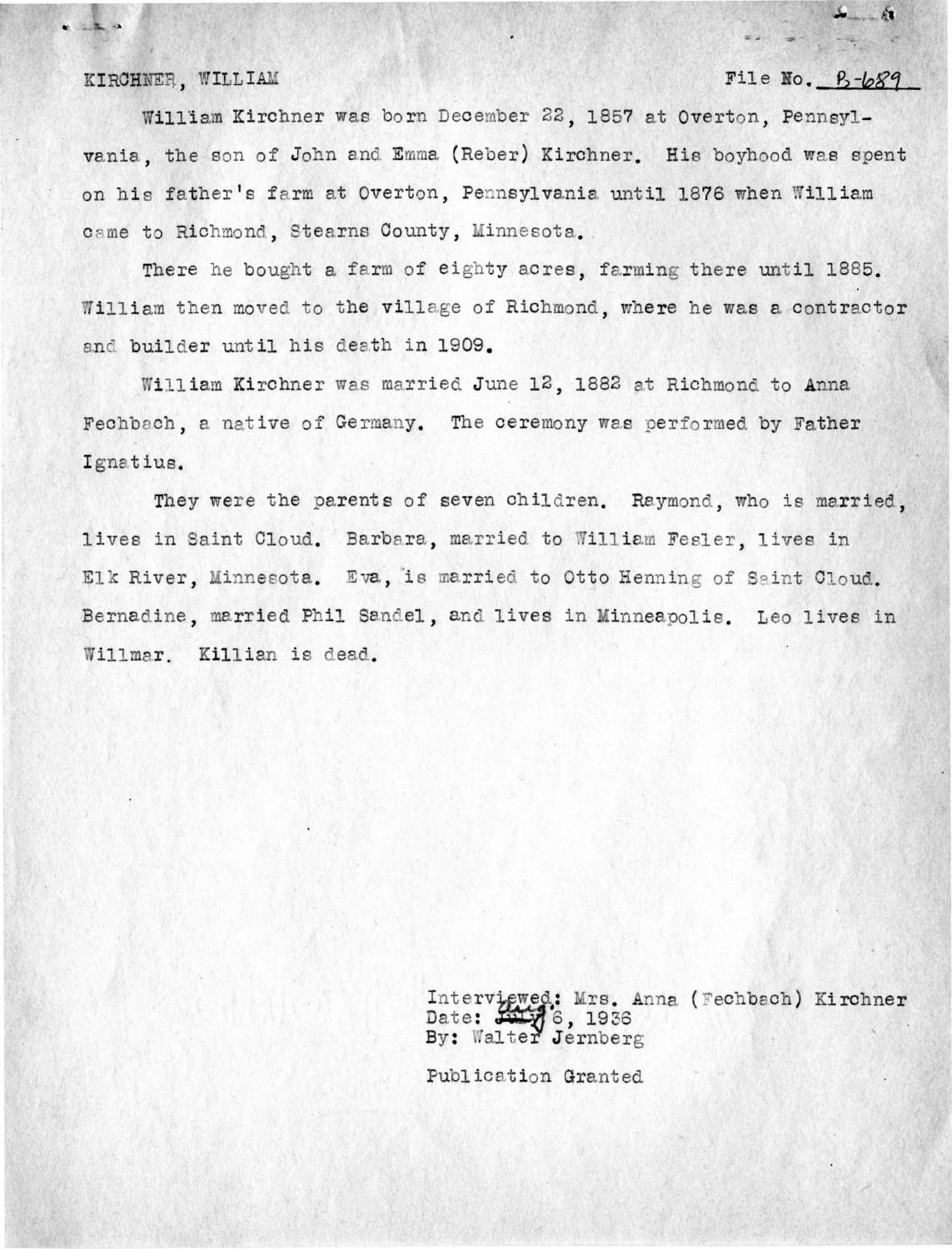KIRCHNER, WILLIAM File No. B-689

William Kirchner was born December 22, 1857 at Overton, Pennsylvania, the son of John and Emma (Reber) Kirchner. His boyhood was spent on his father's farm at Overton, Pennsylvania until 1876 when William came to Richmond, Stearns County, Minnesota.

There he bought a farm of eighty acres, farming there until 1885. William then moved to the village of Richmond, where he was a contractor and builder until his death in 1909.

William Kirchner was married June 12, 1882 at Richmond to Anna Fechbach, a native of Germany. The ceremony was performed by Father Ignatius.

They were the parents of seven children. Raymond, who is married, lives in Saint Cloud. Barbara, married to William Fesler, lives in Elk River, Minnesota. Eva, is married to Otto Henning of Saint Cloud. Bernadine, married Phil Sandel, and lives in Minneapolis. Leo lives in Willmar. Killian is dead.

Interviewed: Mrs. Anna (Fechbach) Kirchner
Date: Aug. 6, 1936
By: Walter Jernberg

Publication Granted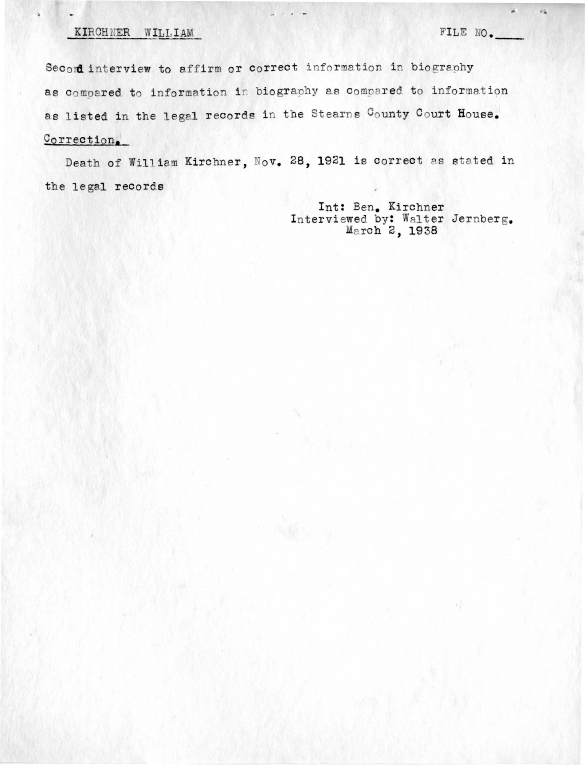KIRCHNER WILLIAM　　　　　　　　　　FILE NO.____

Second interview to affirm or correct information in biography as compared to information in biography as compared to information as listed in the legal records in the Stearns County Court House.

Correction.

Death of William Kirchner, Nov. 28, 1921 is correct as stated in the legal records

Int: Ben. Kirchner
Interviewed by: Walter Jernberg.
March 2, 1938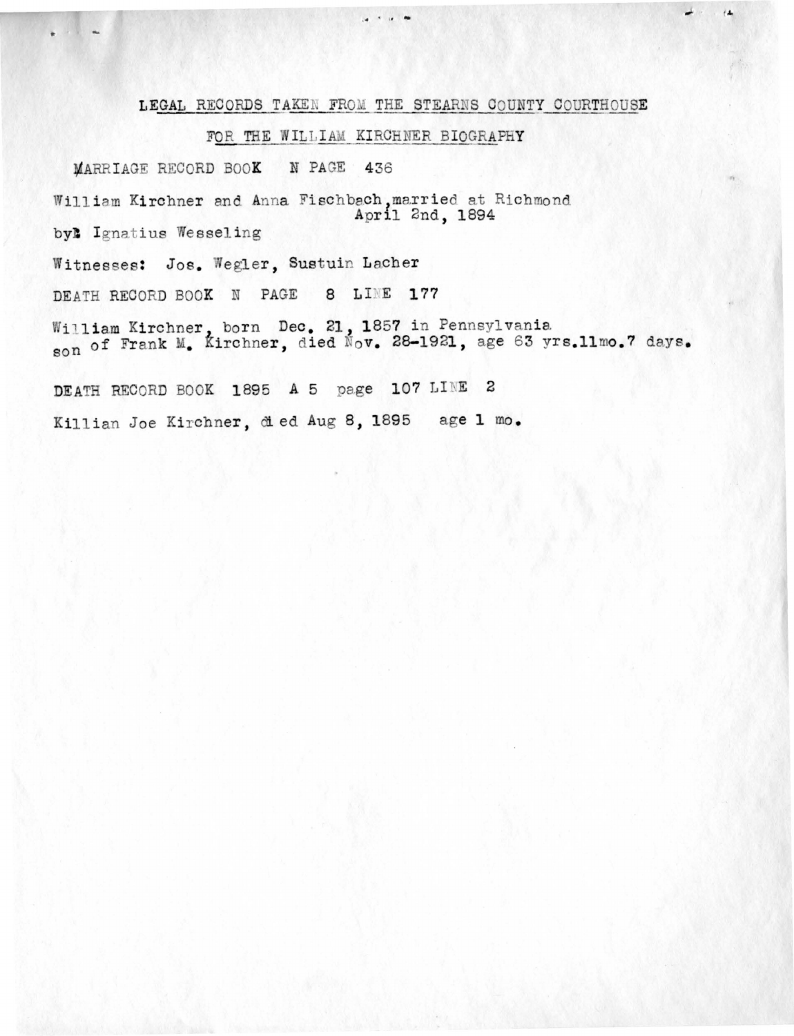## LEGAL RECORDS TAKEN FROM THE STEARNS COUNTY COURTHOUSE

## FOR THE WILLIAM KIRCHNER BIOGRAPHY

MARRIAGE RECORD BOOK N PAGE 436

William Kirchner and Anna Fischbach, married at Richmond April 2nd, 1894

by: Ignatius Wesseling

Witnesses: Jos. Wegler, Sustuin Lacher

DEATH RECORD BOOK N PAGE 8 LINE 177

William Kirchner, born Dec. 21, 1857 in Pennsylvania son of Frank M. Kirchner, died Nov. 28-1921, age 63 yrs.11mo.7 days.

DEATH RECORD BOOK 1895 A 5 page 107 LINE 2

Killian Joe Kirchner, died Aug 8, 1895 age 1 mo.